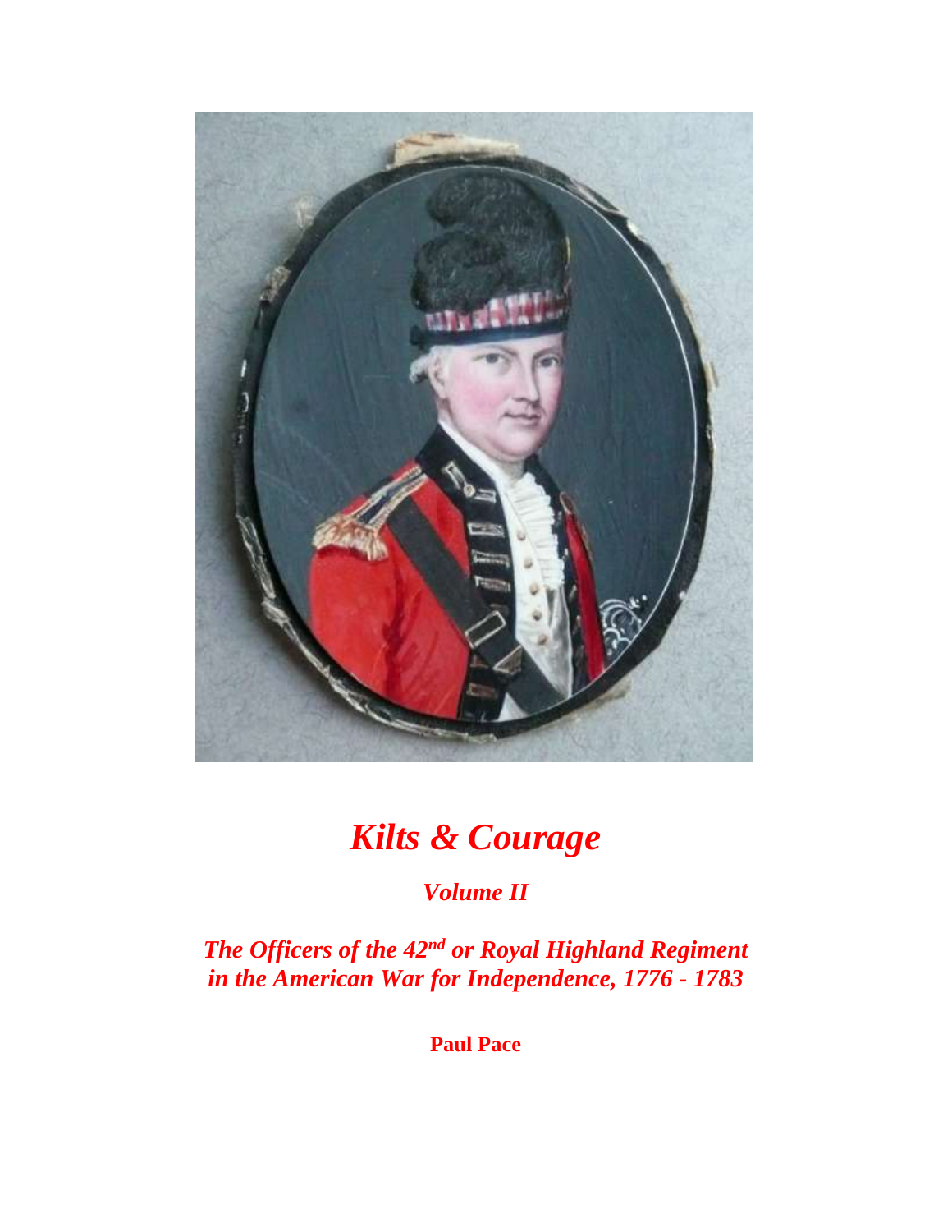# *Kilts & Courage*

## *Volume II*

### *The Officers of the 42nd or Royal Highland Regiment in the American War for Independence, 1776 - 1783*

**Paul Pace**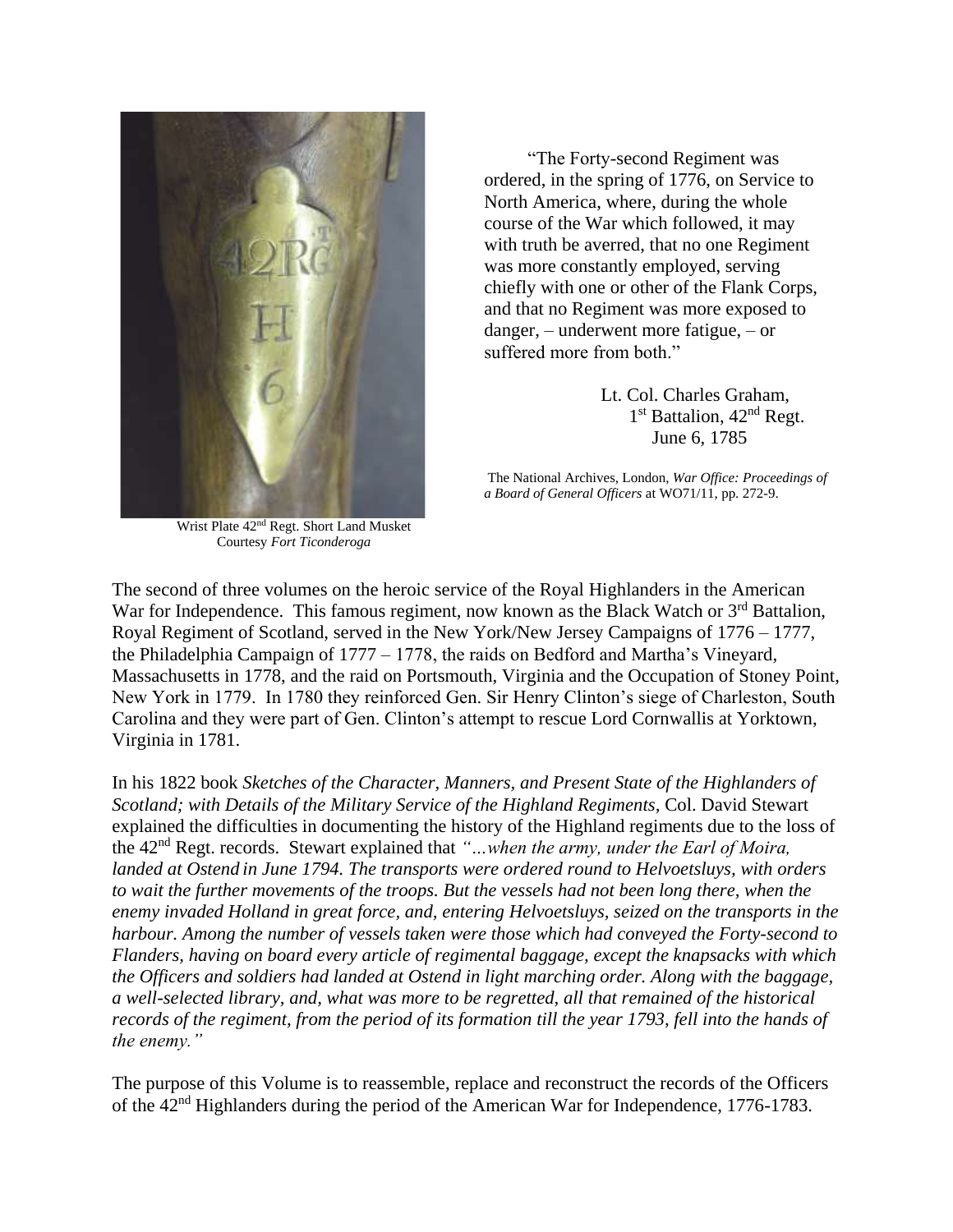Wrist Plate 42nd Regt. Short Land Musket
Courtesy *Fort Ticonderoga*

"The Forty-second Regiment was ordered, in the spring of 1776, on Service to North America, where, during the whole course of the War which followed, it may with truth be averred, that no one Regiment was more constantly employed, serving chiefly with one or other of the Flank Corps, and that no Regiment was more exposed to danger, – underwent more fatigue, – or suffered more from both."

Lt. Col. Charles Graham,
1st Battalion, 42nd Regt.
June 6, 1785

The National Archives, London, *War Office: Proceedings of a Board of General Officers* at WO71/11, pp. 272-9.

The second of three volumes on the heroic service of the Royal Highlanders in the American War for Independence. This famous regiment, now known as the Black Watch or 3rd Battalion, Royal Regiment of Scotland, served in the New York/New Jersey Campaigns of 1776 – 1777, the Philadelphia Campaign of 1777 – 1778, the raids on Bedford and Martha's Vineyard, Massachusetts in 1778, and the raid on Portsmouth, Virginia and the Occupation of Stoney Point, New York in 1779. In 1780 they reinforced Gen. Sir Henry Clinton's siege of Charleston, South Carolina and they were part of Gen. Clinton's attempt to rescue Lord Cornwallis at Yorktown, Virginia in 1781.

In his 1822 book *Sketches of the Character, Manners, and Present State of the Highlanders of Scotland; with Details of the Military Service of the Highland Regiments,* Col. David Stewart explained the difficulties in documenting the history of the Highland regiments due to the loss of the 42nd Regt. records. Stewart explained that *"…when the army, under the Earl of Moira, landed at Ostend in June 1794. The transports were ordered round to Helvoetsluys, with orders to wait the further movements of the troops. But the vessels had not been long there, when the enemy invaded Holland in great force, and, entering Helvoetsluys, seized on the transports in the harbour. Among the number of vessels taken were those which had conveyed the Forty-second to Flanders, having on board every article of regimental baggage, except the knapsacks with which the Officers and soldiers had landed at Ostend in light marching order. Along with the baggage, a well-selected library, and, what was more to be regretted, all that remained of the historical records of the regiment, from the period of its formation till the year 1793, fell into the hands of the enemy."*

The purpose of this Volume is to reassemble, replace and reconstruct the records of the Officers of the 42nd Highlanders during the period of the American War for Independence, 1776-1783.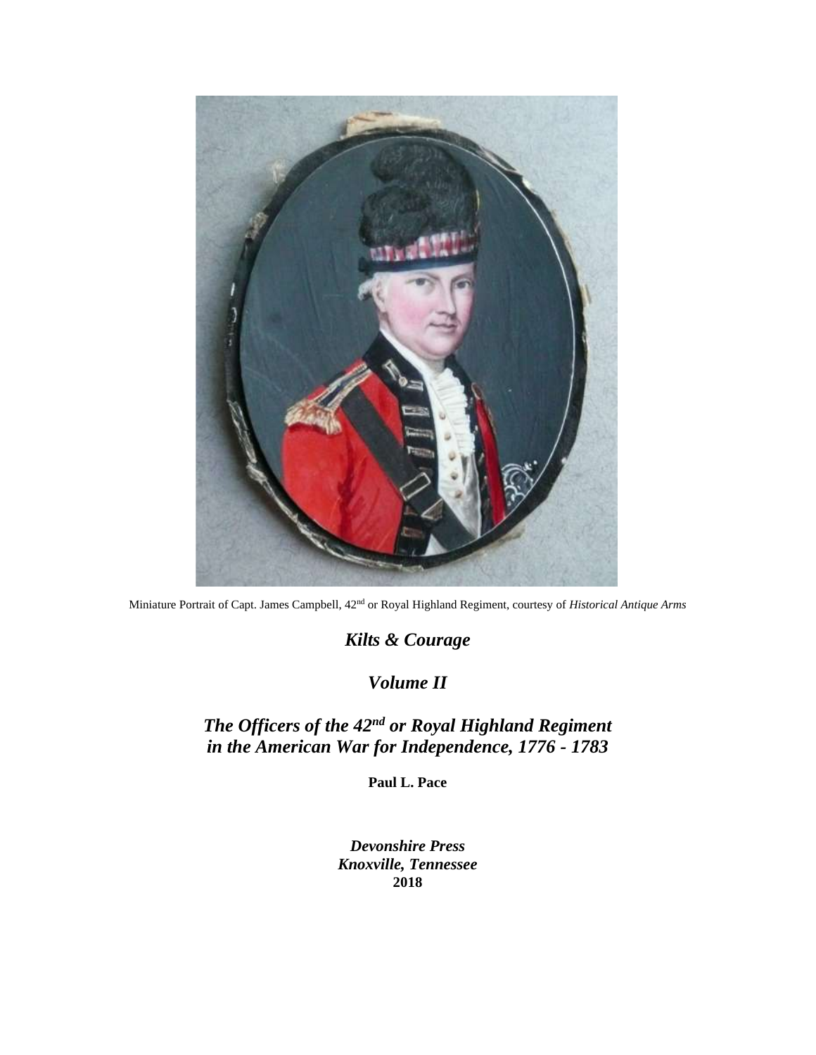Miniature Portrait of Capt. James Campbell, 42nd or Royal Highland Regiment, courtesy of *Historical Antique Arms*

***Kilts & Courage***

***Volume II***

***The Officers of the 42nd or Royal Highland Regiment in the American War for Independence, 1776 - 1783***

**Paul L. Pace**

***Devonshire Press***
***Knoxville, Tennessee***
**2018**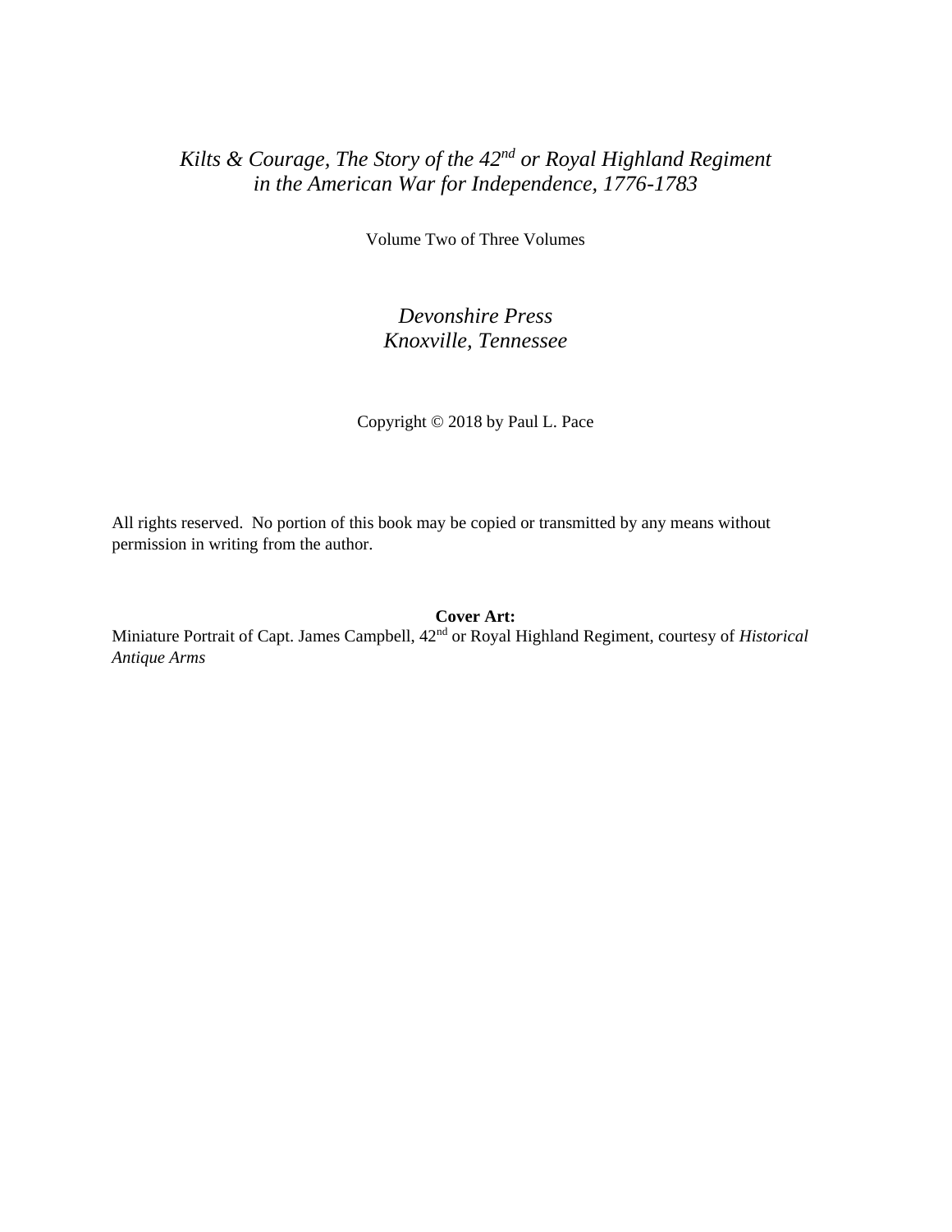*Kilts & Courage, The Story of the 42nd or Royal Highland Regiment in the American War for Independence, 1776-1783*

Volume Two of Three Volumes

*Devonshire Press*
*Knoxville, Tennessee*

Copyright © 2018 by Paul L. Pace

All rights reserved. No portion of this book may be copied or transmitted by any means without permission in writing from the author.

**Cover Art:**

Miniature Portrait of Capt. James Campbell, 42nd or Royal Highland Regiment, courtesy of *Historical Antique Arms*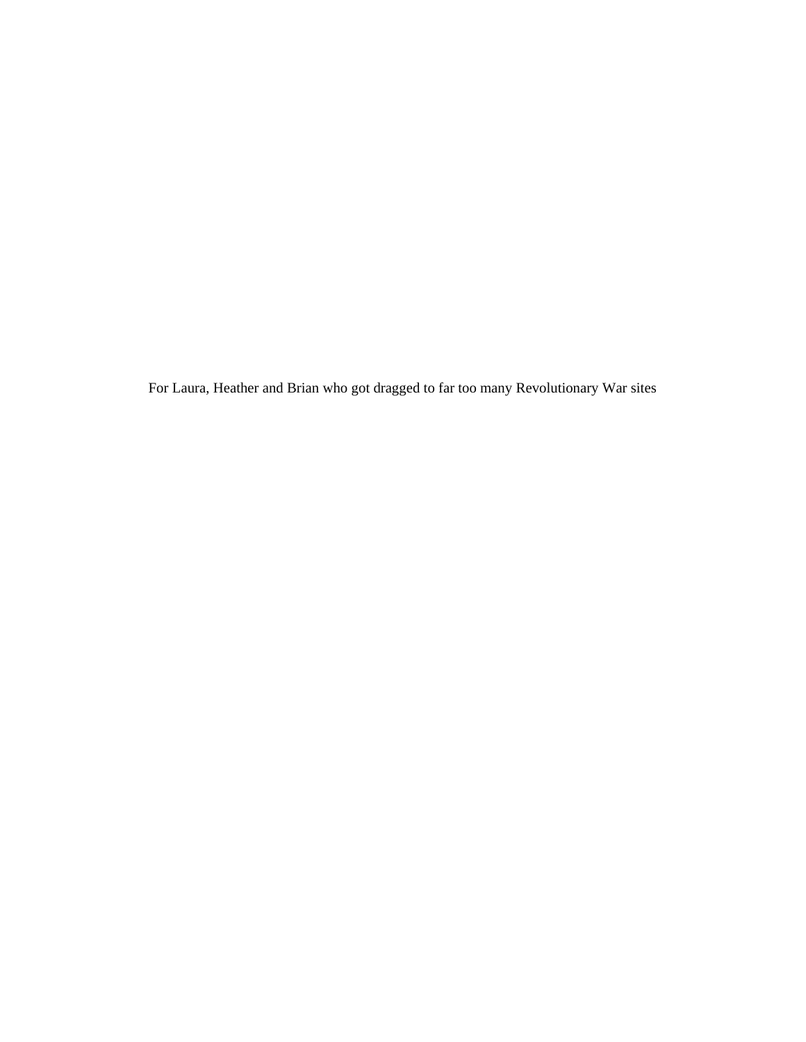For Laura, Heather and Brian who got dragged to far too many Revolutionary War sites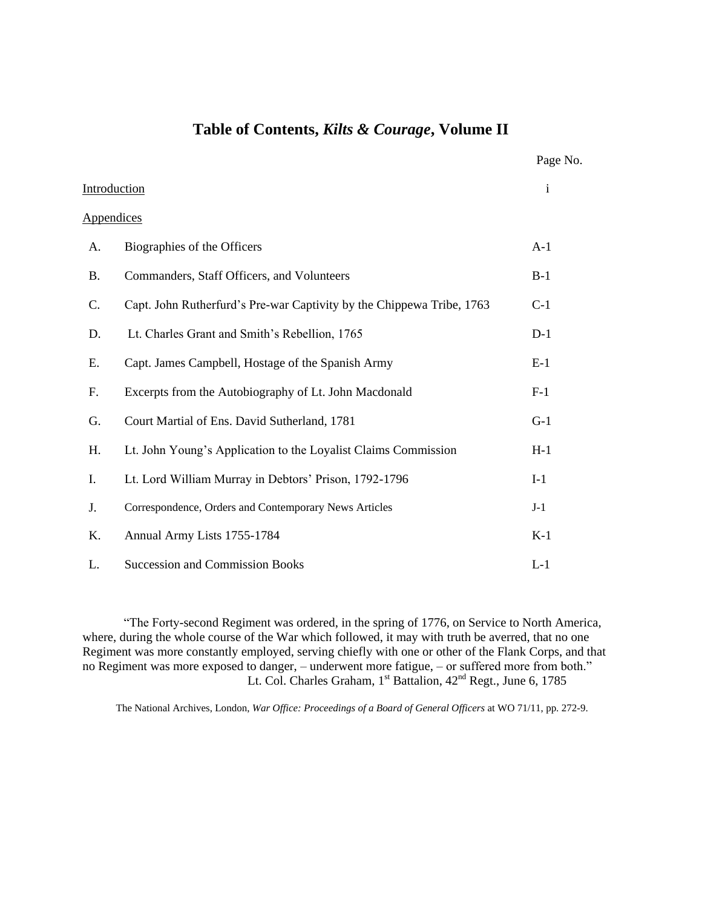# Table of Contents, *Kilts & Courage*, Volume II

| | | Page No. |
|---|---|---|
| Introduction | | i |
| Appendices | | |
| A. | Biographies of the Officers | A-1 |
| B. | Commanders, Staff Officers, and Volunteers | B-1 |
| C. | Capt. John Rutherfurd's Pre-war Captivity by the Chippewa Tribe, 1763 | C-1 |
| D. | Lt. Charles Grant and Smith's Rebellion, 1765 | D-1 |
| E. | Capt. James Campbell, Hostage of the Spanish Army | E-1 |
| F. | Excerpts from the Autobiography of Lt. John Macdonald | F-1 |
| G. | Court Martial of Ens. David Sutherland, 1781 | G-1 |
| H. | Lt. John Young's Application to the Loyalist Claims Commission | H-1 |
| I. | Lt. Lord William Murray in Debtors' Prison, 1792-1796 | I-1 |
| J. | Correspondence, Orders and Contemporary News Articles | J-1 |
| K. | Annual Army Lists 1755-1784 | K-1 |
| L. | Succession and Commission Books | L-1 |

"The Forty-second Regiment was ordered, in the spring of 1776, on Service to North America, where, during the whole course of the War which followed, it may with truth be averred, that no one Regiment was more constantly employed, serving chiefly with one or other of the Flank Corps, and that no Regiment was more exposed to danger, – underwent more fatigue, – or suffered more from both."
Lt. Col. Charles Graham, 1st Battalion, 42nd Regt., June 6, 1785

The National Archives, London, *War Office: Proceedings of a Board of General Officers* at WO 71/11, pp. 272-9.